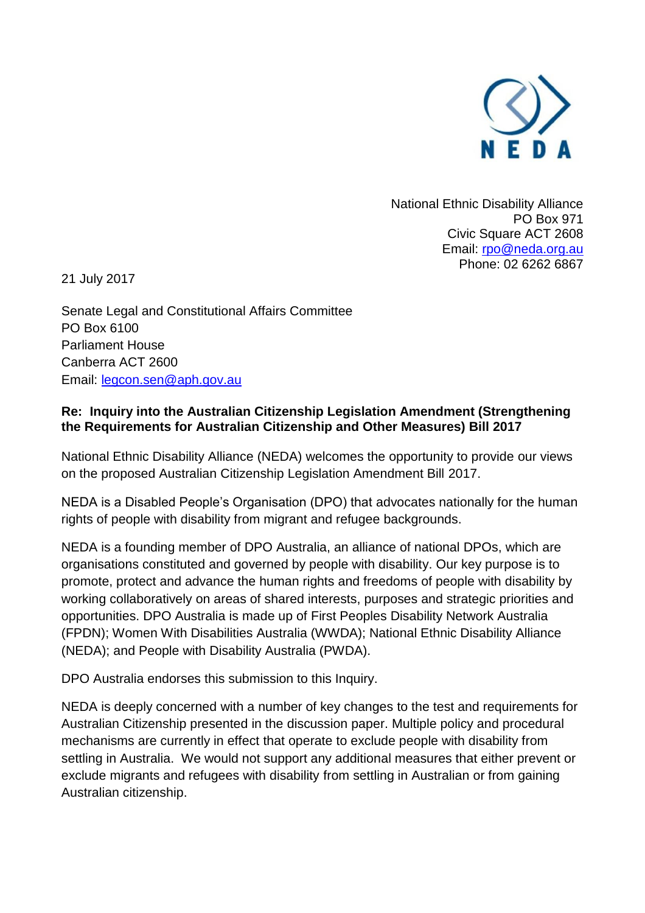NEDA

National Ethnic Disability Alliance
PO Box 971
Civic Square ACT 2608
Email: rpo@neda.org.au
Phone: 02 6262 6867

21 July 2017

Senate Legal and Constitutional Affairs Committee
PO Box 6100
Parliament House
Canberra ACT 2600
Email: legcon.sen@aph.gov.au

**Re: Inquiry into the Australian Citizenship Legislation Amendment (Strengthening the Requirements for Australian Citizenship and Other Measures) Bill 2017**

National Ethnic Disability Alliance (NEDA) welcomes the opportunity to provide our views on the proposed Australian Citizenship Legislation Amendment Bill 2017.

NEDA is a Disabled People's Organisation (DPO) that advocates nationally for the human rights of people with disability from migrant and refugee backgrounds.

NEDA is a founding member of DPO Australia, an alliance of national DPOs, which are organisations constituted and governed by people with disability. Our key purpose is to promote, protect and advance the human rights and freedoms of people with disability by working collaboratively on areas of shared interests, purposes and strategic priorities and opportunities. DPO Australia is made up of First Peoples Disability Network Australia (FPDN); Women With Disabilities Australia (WWDA); National Ethnic Disability Alliance (NEDA); and People with Disability Australia (PWDA).

DPO Australia endorses this submission to this Inquiry.

NEDA is deeply concerned with a number of key changes to the test and requirements for Australian Citizenship presented in the discussion paper. Multiple policy and procedural mechanisms are currently in effect that operate to exclude people with disability from settling in Australia. We would not support any additional measures that either prevent or exclude migrants and refugees with disability from settling in Australian or from gaining Australian citizenship.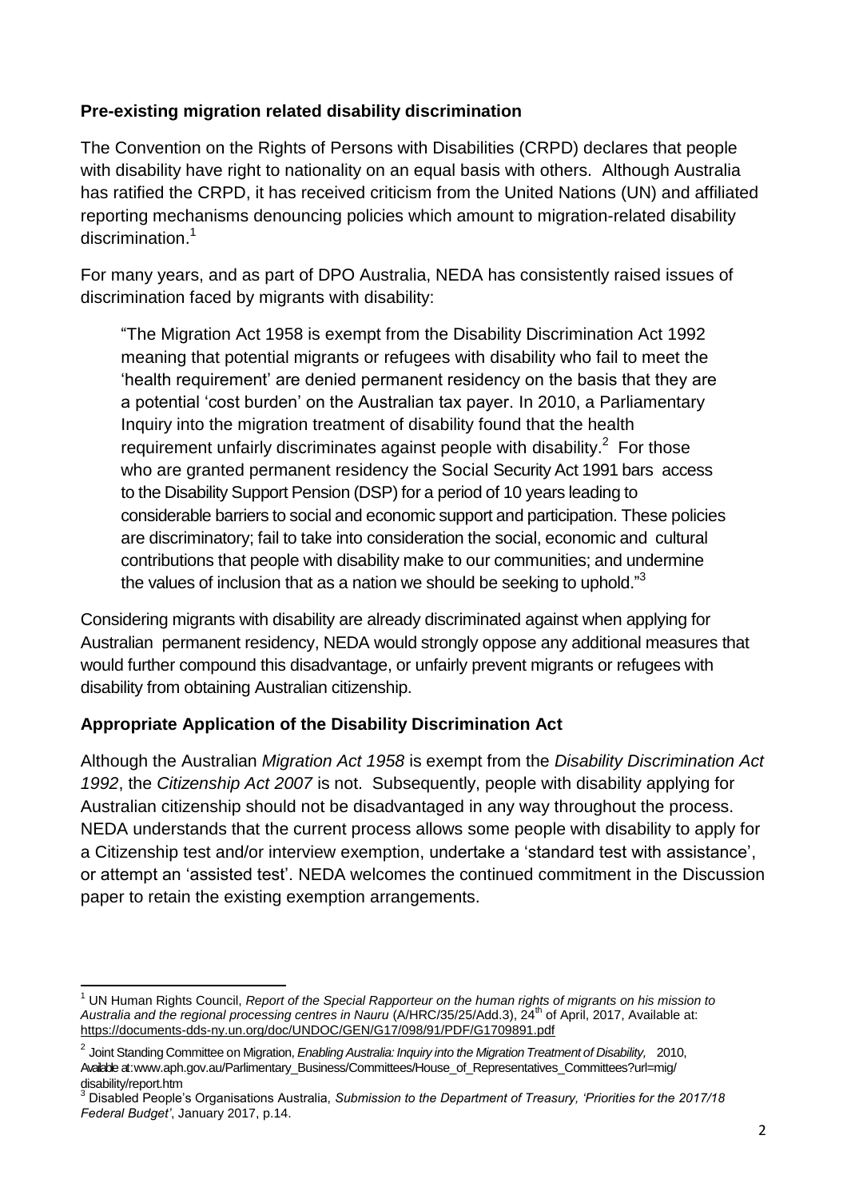### Pre-existing migration related disability discrimination

The Convention on the Rights of Persons with Disabilities (CRPD) declares that people with disability have right to nationality on an equal basis with others. Although Australia has ratified the CRPD, it has received criticism from the United Nations (UN) and affiliated reporting mechanisms denouncing policies which amount to migration-related disability discrimination.[1]

For many years, and as part of DPO Australia, NEDA has consistently raised issues of discrimination faced by migrants with disability:

> "The Migration Act 1958 is exempt from the Disability Discrimination Act 1992 meaning that potential migrants or refugees with disability who fail to meet the 'health requirement' are denied permanent residency on the basis that they are a potential 'cost burden' on the Australian tax payer. In 2010, a Parliamentary Inquiry into the migration treatment of disability found that the health requirement unfairly discriminates against people with disability.[2] For those who are granted permanent residency the Social Security Act 1991 bars access to the Disability Support Pension (DSP) for a period of 10 years leading to considerable barriers to social and economic support and participation. These policies are discriminatory; fail to take into consideration the social, economic and cultural contributions that people with disability make to our communities; and undermine the values of inclusion that as a nation we should be seeking to uphold."[3]

Considering migrants with disability are already discriminated against when applying for Australian permanent residency, NEDA would strongly oppose any additional measures that would further compound this disadvantage, or unfairly prevent migrants or refugees with disability from obtaining Australian citizenship.

### Appropriate Application of the Disability Discrimination Act

Although the Australian *Migration Act 1958* is exempt from the *Disability Discrimination Act 1992*, the *Citizenship Act 2007* is not. Subsequently, people with disability applying for Australian citizenship should not be disadvantaged in any way throughout the process. NEDA understands that the current process allows some people with disability to apply for a Citizenship test and/or interview exemption, undertake a 'standard test with assistance', or attempt an 'assisted test'. NEDA welcomes the continued commitment in the Discussion paper to retain the existing exemption arrangements.

---

[1] UN Human Rights Council, *Report of the Special Rapporteur on the human rights of migrants on his mission to Australia and the regional processing centres in Nauru* (A/HRC/35/25/Add.3), 24th of April, 2017, Available at: https://documents-dds-ny.un.org/doc/UNDOC/GEN/G17/098/91/PDF/G1709891.pdf

[2] Joint Standing Committee on Migration, *Enabling Australia: Inquiry into the Migration Treatment of Disability,* 2010, Available at: www.aph.gov.au/Parlimentary_Business/Committees/House_of_Representatives_Committees?url=mig/disability/report.htm

[3] Disabled People's Organisations Australia, *Submission to the Department of Treasury, 'Priorities for the 2017/18 Federal Budget'*, January 2017, p.14.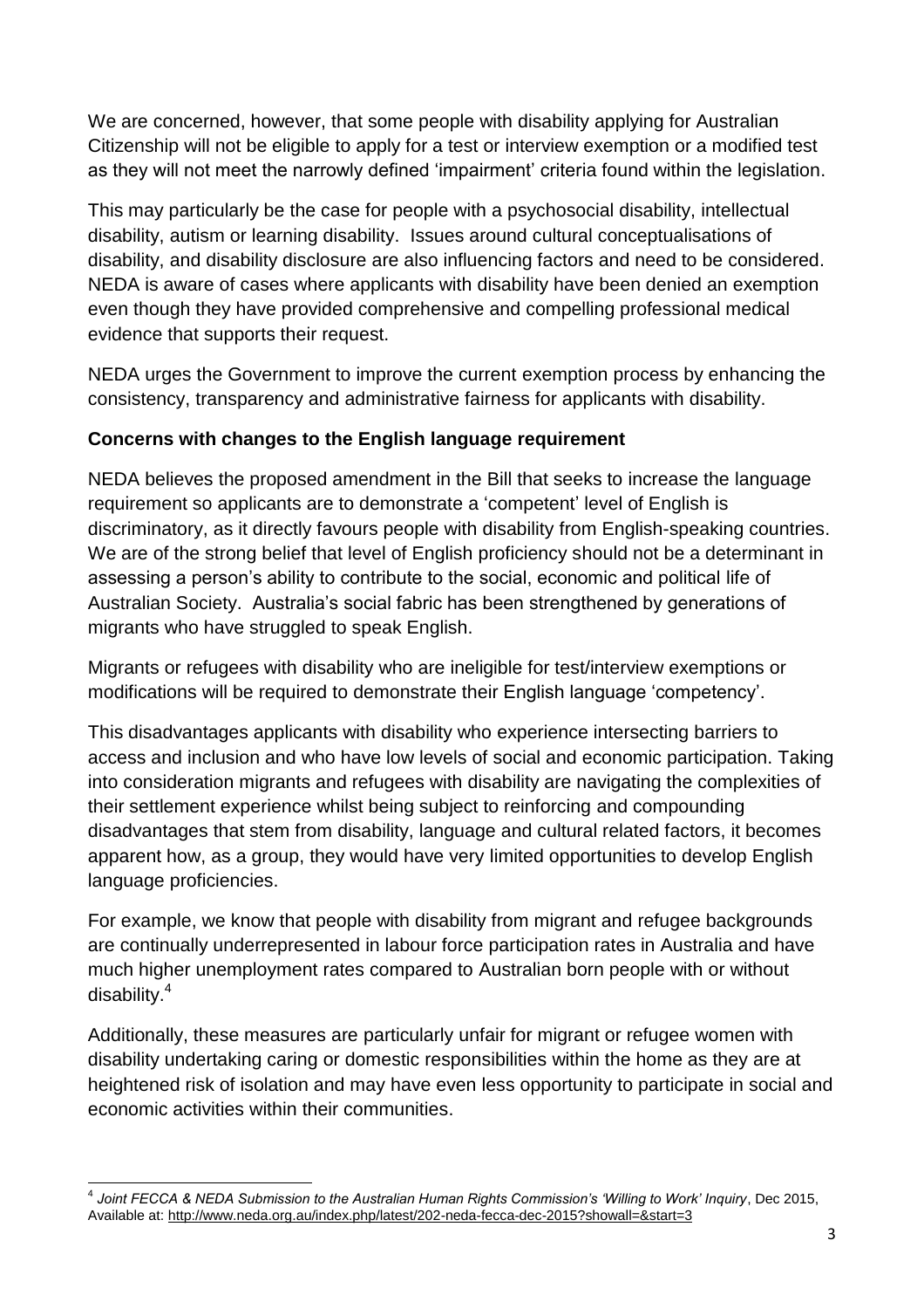We are concerned, however, that some people with disability applying for Australian Citizenship will not be eligible to apply for a test or interview exemption or a modified test as they will not meet the narrowly defined 'impairment' criteria found within the legislation.

This may particularly be the case for people with a psychosocial disability, intellectual disability, autism or learning disability. Issues around cultural conceptualisations of disability, and disability disclosure are also influencing factors and need to be considered. NEDA is aware of cases where applicants with disability have been denied an exemption even though they have provided comprehensive and compelling professional medical evidence that supports their request.

NEDA urges the Government to improve the current exemption process by enhancing the consistency, transparency and administrative fairness for applicants with disability.

**Concerns with changes to the English language requirement**

NEDA believes the proposed amendment in the Bill that seeks to increase the language requirement so applicants are to demonstrate a 'competent' level of English is discriminatory, as it directly favours people with disability from English-speaking countries. We are of the strong belief that level of English proficiency should not be a determinant in assessing a person's ability to contribute to the social, economic and political life of Australian Society. Australia's social fabric has been strengthened by generations of migrants who have struggled to speak English.

Migrants or refugees with disability who are ineligible for test/interview exemptions or modifications will be required to demonstrate their English language 'competency'.

This disadvantages applicants with disability who experience intersecting barriers to access and inclusion and who have low levels of social and economic participation. Taking into consideration migrants and refugees with disability are navigating the complexities of their settlement experience whilst being subject to reinforcing and compounding disadvantages that stem from disability, language and cultural related factors, it becomes apparent how, as a group, they would have very limited opportunities to develop English language proficiencies.

For example, we know that people with disability from migrant and refugee backgrounds are continually underrepresented in labour force participation rates in Australia and have much higher unemployment rates compared to Australian born people with or without disability.[4]

Additionally, these measures are particularly unfair for migrant or refugee women with disability undertaking caring or domestic responsibilities within the home as they are at heightened risk of isolation and may have even less opportunity to participate in social and economic activities within their communities.

[4] *Joint FECCA & NEDA Submission to the Australian Human Rights Commission's 'Willing to Work' Inquiry*, Dec 2015, Available at: http://www.neda.org.au/index.php/latest/202-neda-fecca-dec-2015?showall=&start=3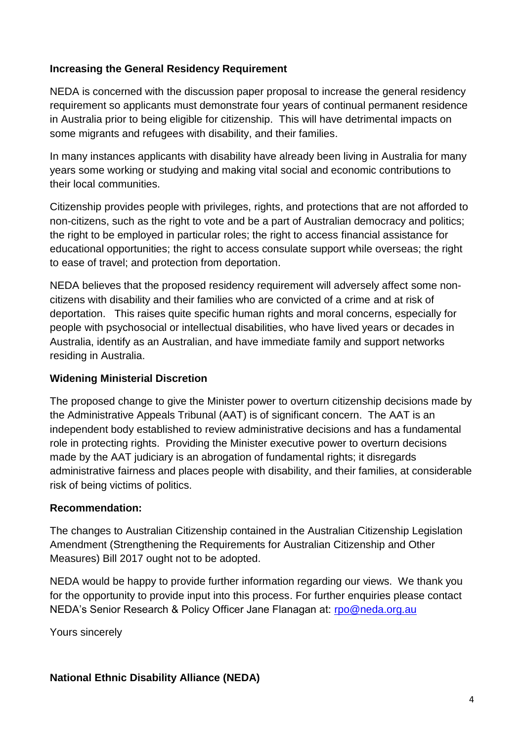**Increasing the General Residency Requirement**

NEDA is concerned with the discussion paper proposal to increase the general residency requirement so applicants must demonstrate four years of continual permanent residence in Australia prior to being eligible for citizenship. This will have detrimental impacts on some migrants and refugees with disability, and their families.

In many instances applicants with disability have already been living in Australia for many years some working or studying and making vital social and economic contributions to their local communities.

Citizenship provides people with privileges, rights, and protections that are not afforded to non-citizens, such as the right to vote and be a part of Australian democracy and politics; the right to be employed in particular roles; the right to access financial assistance for educational opportunities; the right to access consulate support while overseas; the right to ease of travel; and protection from deportation.

NEDA believes that the proposed residency requirement will adversely affect some non-citizens with disability and their families who are convicted of a crime and at risk of deportation. This raises quite specific human rights and moral concerns, especially for people with psychosocial or intellectual disabilities, who have lived years or decades in Australia, identify as an Australian, and have immediate family and support networks residing in Australia.

**Widening Ministerial Discretion**

The proposed change to give the Minister power to overturn citizenship decisions made by the Administrative Appeals Tribunal (AAT) is of significant concern. The AAT is an independent body established to review administrative decisions and has a fundamental role in protecting rights. Providing the Minister executive power to overturn decisions made by the AAT judiciary is an abrogation of fundamental rights; it disregards administrative fairness and places people with disability, and their families, at considerable risk of being victims of politics.

**Recommendation:**

The changes to Australian Citizenship contained in the Australian Citizenship Legislation Amendment (Strengthening the Requirements for Australian Citizenship and Other Measures) Bill 2017 ought not to be adopted.

NEDA would be happy to provide further information regarding our views. We thank you for the opportunity to provide input into this process. For further enquiries please contact NEDA's Senior Research & Policy Officer Jane Flanagan at: [rpo@neda.org.au](mailto:rpo@neda.org.au)

Yours sincerely

**National Ethnic Disability Alliance (NEDA)**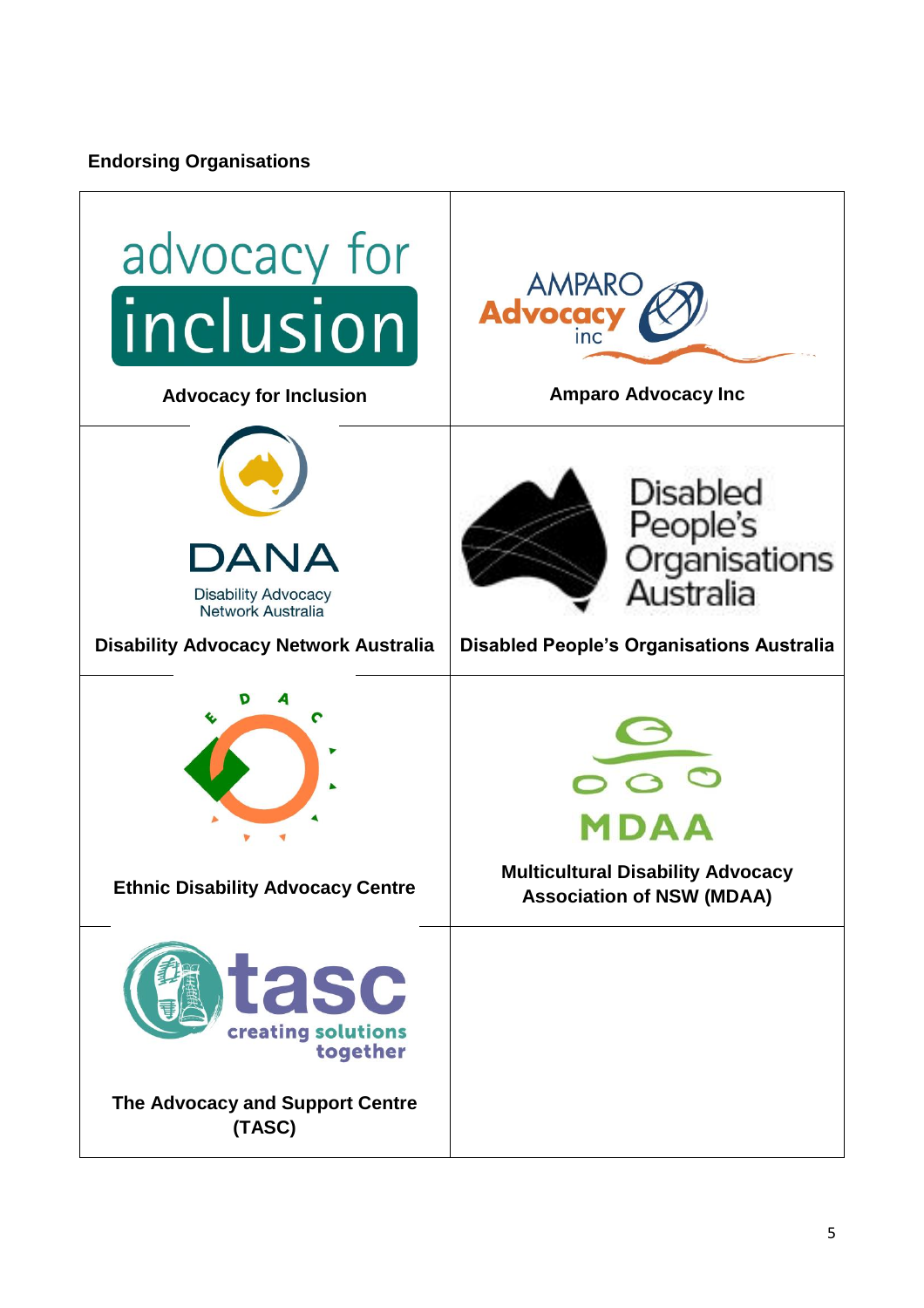**Endorsing Organisations**

| | |
|---|---|
| **Advocacy for Inclusion** | **Amparo Advocacy Inc** |
| **Disability Advocacy Network Australia** | **Disabled People's Organisations Australia** |
| **Ethnic Disability Advocacy Centre** | **Multicultural Disability Advocacy Association of NSW (MDAA)** |
| **The Advocacy and Support Centre (TASC)** | |